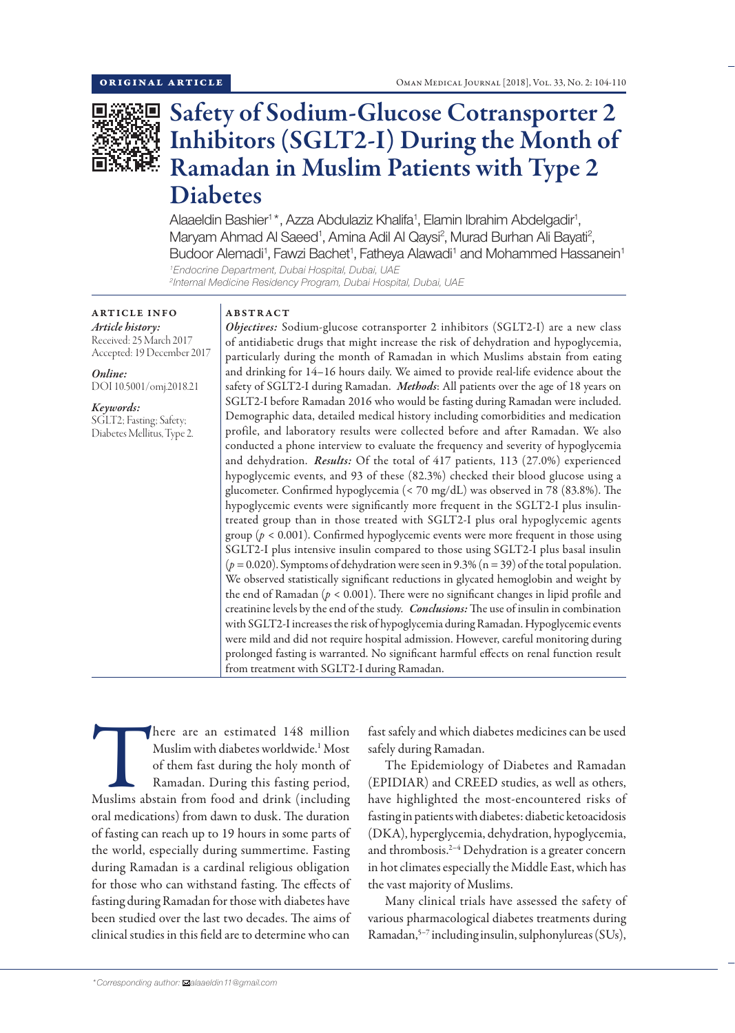ORIGINAL ARTICLE

# Safety of Sodium-Glucose Cotransporter 2 Inhibitors (SGLT2-I) During the Month of Ramadan in Muslim Patients with Type 2 Diabetes

Alaaeldin Bashier[1]*, Azza Abdulaziz Khalifa[1], Elamin Ibrahim Abdelgadir[1], Maryam Ahmad Al Saeed[1], Amina Adil Al Qaysi[2], Murad Burhan Ali Bayati[2], Budoor Alemadi[1], Fawzi Bachet[1], Fatheya Alawadi[1] and Mohammed Hassanein[1]

[1]*Endocrine Department, Dubai Hospital, Dubai, UAE*
[2]*Internal Medicine Residency Program, Dubai Hospital, Dubai, UAE*

## ARTICLE INFO

*Article history:*
Received: 25 March 2017
Accepted: 19 December 2017

*Online:*
DOI 10.5001/omj.2018.21

*Keywords:*
SGLT2; Fasting; Safety; Diabetes Mellitus, Type 2.

## ABSTRACT

***Objectives:*** Sodium-glucose cotransporter 2 inhibitors (SGLT2-I) are a new class of antidiabetic drugs that might increase the risk of dehydration and hypoglycemia, particularly during the month of Ramadan in which Muslims abstain from eating and drinking for 14–16 hours daily. We aimed to provide real-life evidence about the safety of SGLT2-I during Ramadan. ***Methods***: All patients over the age of 18 years on SGLT2-I before Ramadan 2016 who would be fasting during Ramadan were included. Demographic data, detailed medical history including comorbidities and medication profile, and laboratory results were collected before and after Ramadan. We also conducted a phone interview to evaluate the frequency and severity of hypoglycemia and dehydration. ***Results:*** Of the total of 417 patients, 113 (27.0%) experienced hypoglycemic events, and 93 of these (82.3%) checked their blood glucose using a glucometer. Confirmed hypoglycemia (< 70 mg/dL) was observed in 78 (83.8%). The hypoglycemic events were significantly more frequent in the SGLT2-I plus insulin-treated group than in those treated with SGLT2-I plus oral hypoglycemic agents group ($p < 0.001$). Confirmed hypoglycemic events were more frequent in those using SGLT2-I plus intensive insulin compared to those using SGLT2-I plus basal insulin ($p = 0.020$). Symptoms of dehydration were seen in 9.3% (n = 39) of the total population. We observed statistically significant reductions in glycated hemoglobin and weight by the end of Ramadan ($p < 0.001$). There were no significant changes in lipid profile and creatinine levels by the end of the study. ***Conclusions:*** The use of insulin in combination with SGLT2-I increases the risk of hypoglycemia during Ramadan. Hypoglycemic events were mild and did not require hospital admission. However, careful monitoring during prolonged fasting is warranted. No significant harmful effects on renal function result from treatment with SGLT2-I during Ramadan.

There are an estimated 148 million Muslim with diabetes worldwide.[1] Most of them fast during the holy month of Ramadan. During this fasting period, Muslims abstain from food and drink (including oral medications) from dawn to dusk. The duration of fasting can reach up to 19 hours in some parts of the world, especially during summertime. Fasting during Ramadan is a cardinal religious obligation for those who can withstand fasting. The effects of fasting during Ramadan for those with diabetes have been studied over the last two decades. The aims of clinical studies in this field are to determine who can fast safely and which diabetes medicines can be used safely during Ramadan.

The Epidemiology of Diabetes and Ramadan (EPIDIAR) and CREED studies, as well as others, have highlighted the most-encountered risks of fasting in patients with diabetes: diabetic ketoacidosis (DKA), hyperglycemia, dehydration, hypoglycemia, and thrombosis.[2–4] Dehydration is a greater concern in hot climates especially the Middle East, which has the vast majority of Muslims.

Many clinical trials have assessed the safety of various pharmacological diabetes treatments during Ramadan,[5–7] including insulin, sulphonylureas (SUs),

*Corresponding author: alaaeldin11@gmail.com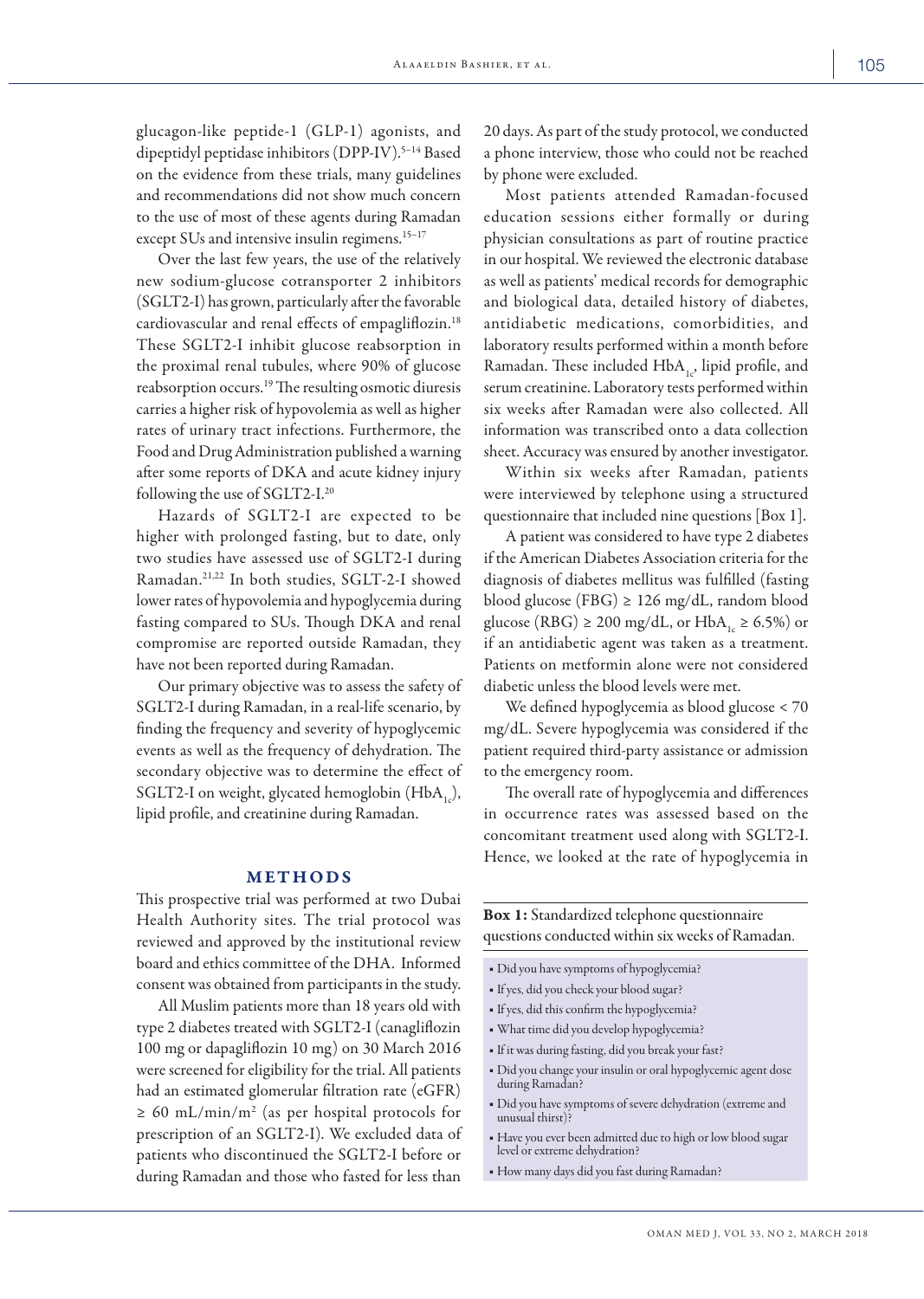glucagon-like peptide-1 (GLP-1) agonists, and dipeptidyl peptidase inhibitors (DPP-IV).[5–14] Based on the evidence from these trials, many guidelines and recommendations did not show much concern to the use of most of these agents during Ramadan except SUs and intensive insulin regimens.[15–17]

Over the last few years, the use of the relatively new sodium-glucose cotransporter 2 inhibitors (SGLT2-I) has grown, particularly after the favorable cardiovascular and renal effects of empagliflozin.[18] These SGLT2-I inhibit glucose reabsorption in the proximal renal tubules, where 90% of glucose reabsorption occurs.[19] The resulting osmotic diuresis carries a higher risk of hypovolemia as well as higher rates of urinary tract infections. Furthermore, the Food and Drug Administration published a warning after some reports of DKA and acute kidney injury following the use of SGLT2-I.[20]

Hazards of SGLT2-I are expected to be higher with prolonged fasting, but to date, only two studies have assessed use of SGLT2-I during Ramadan.[21,22] In both studies, SGLT-2-I showed lower rates of hypovolemia and hypoglycemia during fasting compared to SUs. Though DKA and renal compromise are reported outside Ramadan, they have not been reported during Ramadan.

Our primary objective was to assess the safety of SGLT2-I during Ramadan, in a real-life scenario, by finding the frequency and severity of hypoglycemic events as well as the frequency of dehydration. The secondary objective was to determine the effect of SGLT2-I on weight, glycated hemoglobin ($HbA_{1c}$), lipid profile, and creatinine during Ramadan.

## METHODS

This prospective trial was performed at two Dubai Health Authority sites. The trial protocol was reviewed and approved by the institutional review board and ethics committee of the DHA. Informed consent was obtained from participants in the study.

All Muslim patients more than 18 years old with type 2 diabetes treated with SGLT2-I (canagliflozin 100 mg or dapagliflozin 10 mg) on 30 March 2016 were screened for eligibility for the trial. All patients had an estimated glomerular filtration rate (eGFR) $\geq$ 60 mL/min/m$^2$ (as per hospital protocols for prescription of an SGLT2-I). We excluded data of patients who discontinued the SGLT2-I before or during Ramadan and those who fasted for less than 20 days. As part of the study protocol, we conducted a phone interview, those who could not be reached by phone were excluded.

Most patients attended Ramadan-focused education sessions either formally or during physician consultations as part of routine practice in our hospital. We reviewed the electronic database as well as patients' medical records for demographic and biological data, detailed history of diabetes, antidiabetic medications, comorbidities, and laboratory results performed within a month before Ramadan. These included $HbA_{1c}$, lipid profile, and serum creatinine. Laboratory tests performed within six weeks after Ramadan were also collected. All information was transcribed onto a data collection sheet. Accuracy was ensured by another investigator.

Within six weeks after Ramadan, patients were interviewed by telephone using a structured questionnaire that included nine questions [Box 1].

A patient was considered to have type 2 diabetes if the American Diabetes Association criteria for the diagnosis of diabetes mellitus was fulfilled (fasting blood glucose (FBG) $\geq$ 126 mg/dL, random blood glucose (RBG) $\geq$ 200 mg/dL, or $HbA_{1c} \geq 6.5\%$) or if an antidiabetic agent was taken as a treatment. Patients on metformin alone were not considered diabetic unless the blood levels were met.

We defined hypoglycemia as blood glucose < 70 mg/dL. Severe hypoglycemia was considered if the patient required third-party assistance or admission to the emergency room.

The overall rate of hypoglycemia and differences in occurrence rates was assessed based on the concomitant treatment used along with SGLT2-I. Hence, we looked at the rate of hypoglycemia in

**Box 1:** Standardized telephone questionnaire questions conducted within six weeks of Ramadan.

- Did you have symptoms of hypoglycemia?
- If yes, did you check your blood sugar?
- If yes, did this confirm the hypoglycemia?
- What time did you develop hypoglycemia?
- If it was during fasting, did you break your fast?
- Did you change your insulin or oral hypoglycemic agent dose during Ramadan?
- Did you have symptoms of severe dehydration (extreme and unusual thirst)?
- Have you ever been admitted due to high or low blood sugar level or extreme dehydration?
- How many days did you fast during Ramadan?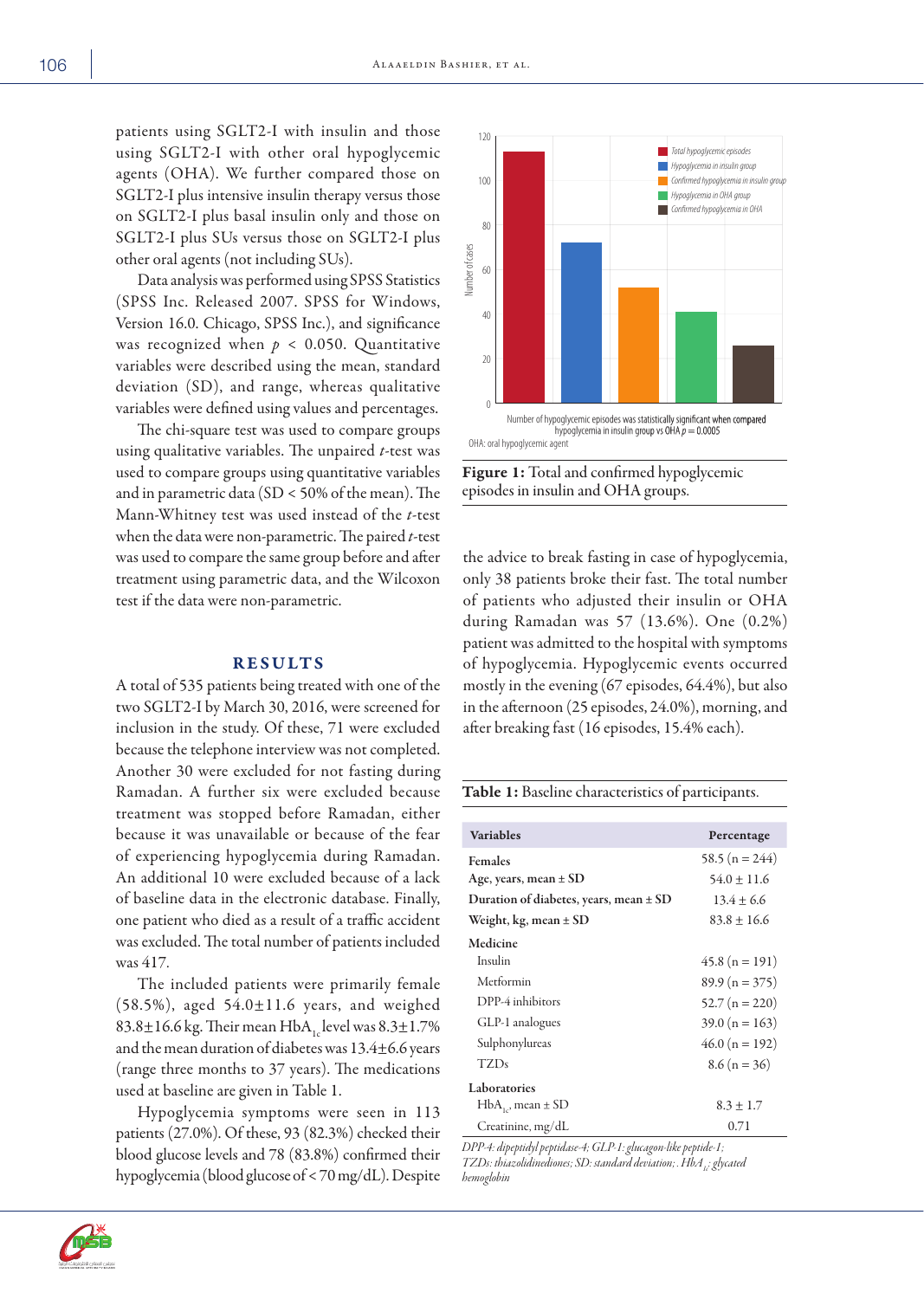patients using SGLT2-I with insulin and those using SGLT2-I with other oral hypoglycemic agents (OHA). We further compared those on SGLT2-I plus intensive insulin therapy versus those on SGLT2-I plus basal insulin only and those on SGLT2-I plus SUs versus those on SGLT2-I plus other oral agents (not including SUs).

Data analysis was performed using SPSS Statistics (SPSS Inc. Released 2007. SPSS for Windows, Version 16.0. Chicago, SPSS Inc.), and significance was recognized when $p < 0.050$. Quantitative variables were described using the mean, standard deviation (SD), and range, whereas qualitative variables were defined using values and percentages.

The chi-square test was used to compare groups using qualitative variables. The unpaired $t$-test was used to compare groups using quantitative variables and in parametric data (SD < 50% of the mean). The Mann-Whitney test was used instead of the $t$-test when the data were non-parametric. The paired $t$-test was used to compare the same group before and after treatment using parametric data, and the Wilcoxon test if the data were non-parametric.

## RESULTS

A total of 535 patients being treated with one of the two SGLT2-I by March 30, 2016, were screened for inclusion in the study. Of these, 71 were excluded because the telephone interview was not completed. Another 30 were excluded for not fasting during Ramadan. A further six were excluded because treatment was stopped before Ramadan, either because it was unavailable or because of the fear of experiencing hypoglycemia during Ramadan. An additional 10 were excluded because of a lack of baseline data in the electronic database. Finally, one patient who died as a result of a traffic accident was excluded. The total number of patients included was 417.

The included patients were primarily female (58.5%), aged 54.0±11.6 years, and weighed 83.8±16.6 kg. Their mean $HbA_{1c}$ level was 8.3±1.7% and the mean duration of diabetes was 13.4±6.6 years (range three months to 37 years). The medications used at baseline are given in Table 1.

Hypoglycemia symptoms were seen in 113 patients (27.0%). Of these, 93 (82.3%) checked their blood glucose levels and 78 (83.8%) confirmed their hypoglycemia (blood glucose of < 70 mg/dL). Despite the advice to break fasting in case of hypoglycemia, only 38 patients broke their fast. The total number of patients who adjusted their insulin or OHA during Ramadan was 57 (13.6%). One (0.2%) patient was admitted to the hospital with symptoms of hypoglycemia. Hypoglycemic events occurred mostly in the evening (67 episodes, 64.4%), but also in the afternoon (25 episodes, 24.0%), morning, and after breaking fast (16 episodes, 15.4% each).

Number of hypoglycemic episodes was statistically significant when compared hypoglycemia in insulin group vs OHA $p = 0.0005$

OHA: oral hypoglycemic agent

**Figure 1:** Total and confirmed hypoglycemic episodes in insulin and OHA groups.

**Table 1:** Baseline characteristics of participants.

| Variables | Percentage |
|---|---|
| **Females** | 58.5 (n = 244) |
| **Age, years, mean ± SD** | 54.0 ± 11.6 |
| **Duration of diabetes, years, mean ± SD** | 13.4 ± 6.6 |
| **Weight, kg, mean ± SD** | 83.8 ± 16.6 |
| **Medicine** | |
| Insulin | 45.8 (n = 191) |
| Metformin | 89.9 (n = 375) |
| DPP-4 inhibitors | 52.7 (n = 220) |
| GLP-1 analogues | 39.0 (n = 163) |
| Sulphonylureas | 46.0 (n = 192) |
| TZDs | 8.6 (n = 36) |
| **Laboratories** | |
| $HbA_{1c}$, mean ± SD | 8.3 ± 1.7 |
| Creatinine, mg/dL | 0.71 |

*DPP-4: dipeptidyl peptidase-4; GLP-1: glucagon-like peptide-1; TZDs: thiazolidinediones; SD: standard deviation; . $HbA_{1c}$: glycated hemoglobin*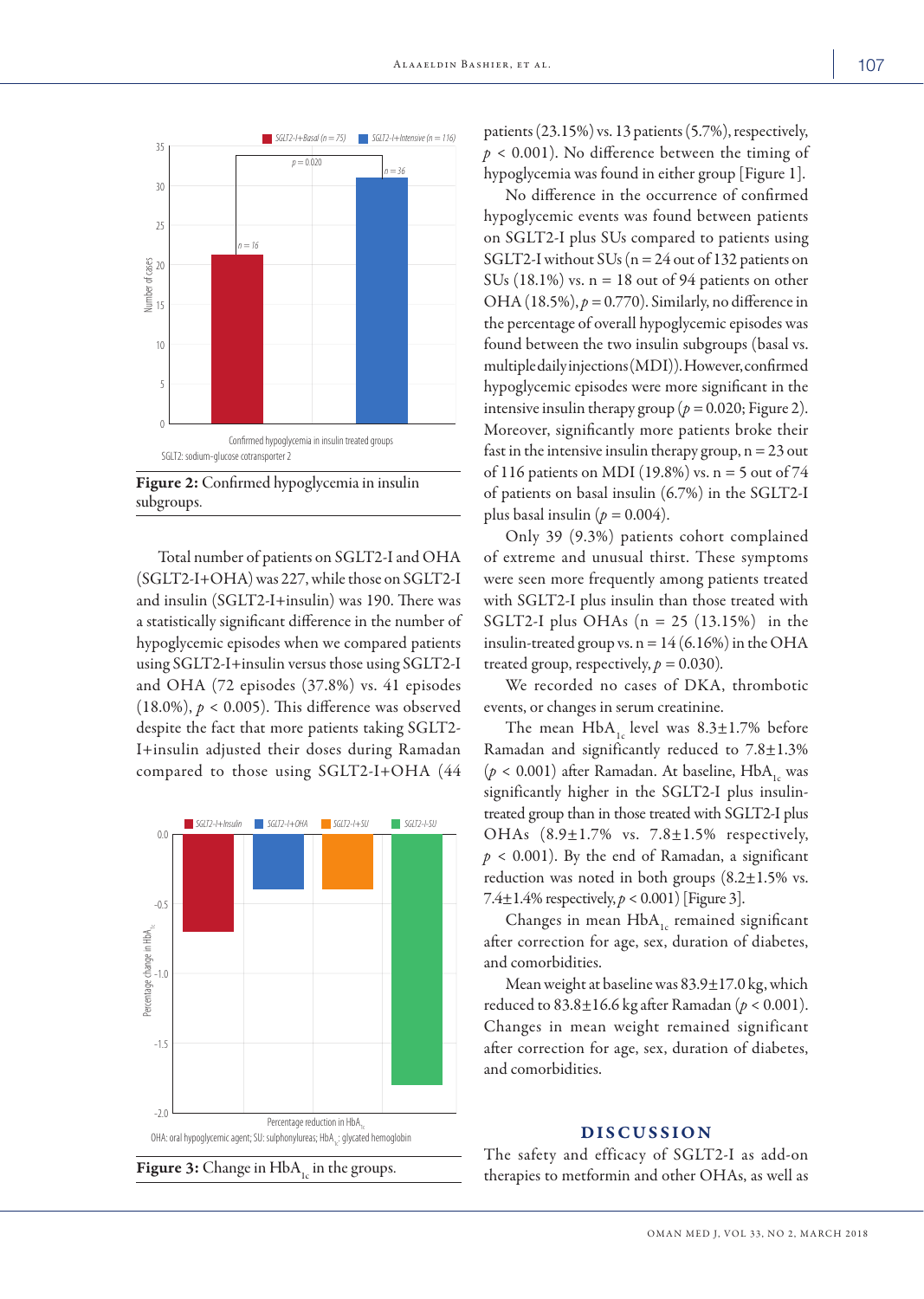Figure 2: Confirmed hypoglycemia in insulin subgroups.

Total number of patients on SGLT2-I and OHA (SGLT2-I+OHA) was 227, while those on SGLT2-I and insulin (SGLT2-I+insulin) was 190. There was a statistically significant difference in the number of hypoglycemic episodes when we compared patients using SGLT2-I+insulin versus those using SGLT2-I and OHA (72 episodes (37.8%) vs. 41 episodes (18.0%), $p < 0.005$). This difference was observed despite the fact that more patients taking SGLT2-I+insulin adjusted their doses during Ramadan compared to those using SGLT2-I+OHA (44 patients (23.15%) vs. 13 patients (5.7%), respectively, $p < 0.001$). No difference between the timing of hypoglycemia was found in either group [Figure 1].

No difference in the occurrence of confirmed hypoglycemic events was found between patients on SGLT2-I plus SUs compared to patients using SGLT2-I without SUs (n = 24 out of 132 patients on SUs (18.1%) vs. n = 18 out of 94 patients on other OHA (18.5%), $p = 0.770$). Similarly, no difference in the percentage of overall hypoglycemic episodes was found between the two insulin subgroups (basal vs. multiple daily injections (MDI)). However, confirmed hypoglycemic episodes were more significant in the intensive insulin therapy group ($p = 0.020$; Figure 2). Moreover, significantly more patients broke their fast in the intensive insulin therapy group, n = 23 out of 116 patients on MDI (19.8%) vs. n = 5 out of 74 of patients on basal insulin (6.7%) in the SGLT2-I plus basal insulin ($p = 0.004$).

Only 39 (9.3%) patients cohort complained of extreme and unusual thirst. These symptoms were seen more frequently among patients treated with SGLT2-I plus insulin than those treated with SGLT2-I plus OHAs (n = 25 (13.15%) in the insulin-treated group vs. n = 14 (6.16%) in the OHA treated group, respectively, $p = 0.030$).

We recorded no cases of DKA, thrombotic events, or changes in serum creatinine.

The mean $HbA_{1c}$ level was 8.3±1.7% before Ramadan and significantly reduced to 7.8±1.3% ($p < 0.001$) after Ramadan. At baseline, $HbA_{1c}$ was significantly higher in the SGLT2-I plus insulin-treated group than in those treated with SGLT2-I plus OHAs (8.9±1.7% vs. 7.8±1.5% respectively, $p < 0.001$). By the end of Ramadan, a significant reduction was noted in both groups (8.2±1.5% vs. 7.4±1.4% respectively, $p < 0.001$) [Figure 3].

Changes in mean $HbA_{1c}$ remained significant after correction for age, sex, duration of diabetes, and comorbidities.

Mean weight at baseline was 83.9±17.0 kg, which reduced to 83.8±16.6 kg after Ramadan ($p < 0.001$). Changes in mean weight remained significant after correction for age, sex, duration of diabetes, and comorbidities.

Figure 3: Change in $HbA_{1c}$ in the groups.

## DISCUSSION

The safety and efficacy of SGLT2-I as add-on therapies to metformin and other OHAs, as well as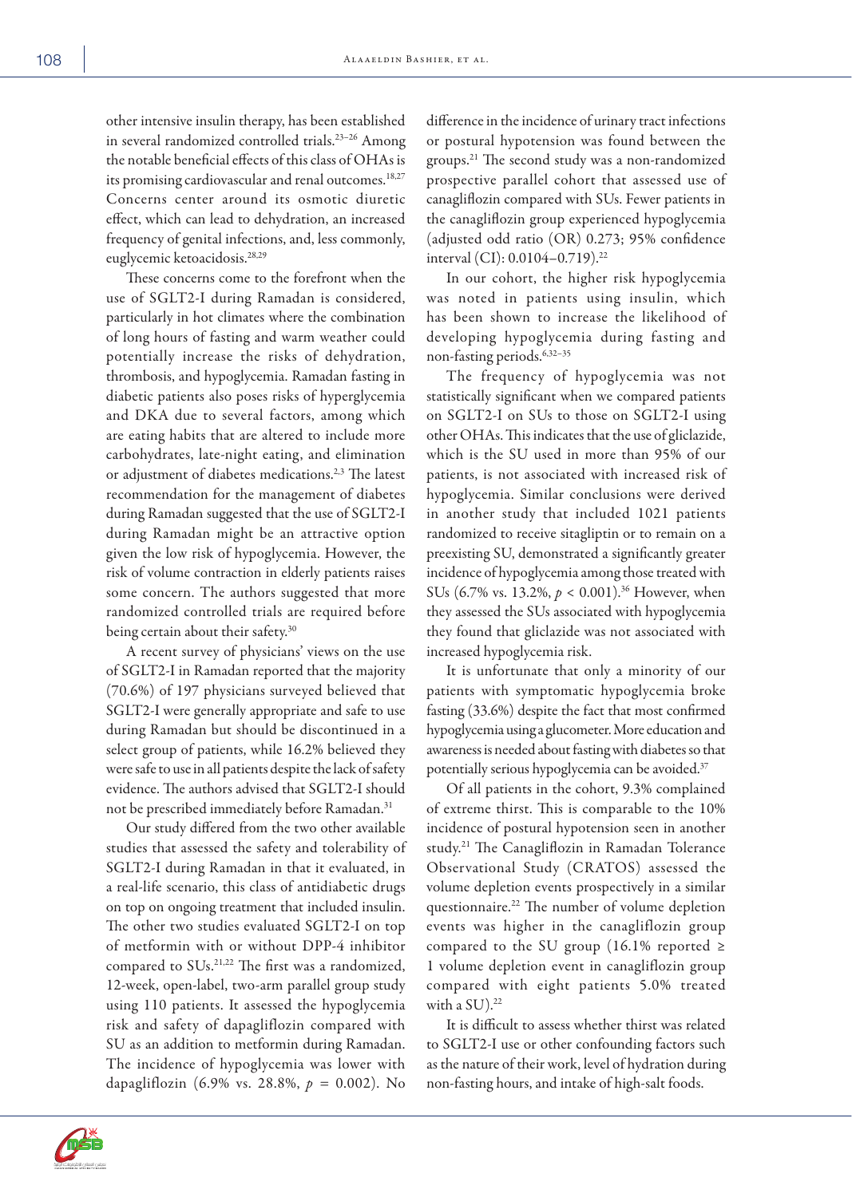other intensive insulin therapy, has been established in several randomized controlled trials.[23–26] Among the notable beneficial effects of this class of OHAs is its promising cardiovascular and renal outcomes.[18,27] Concerns center around its osmotic diuretic effect, which can lead to dehydration, an increased frequency of genital infections, and, less commonly, euglycemic ketoacidosis.[28,29]

These concerns come to the forefront when the use of SGLT2-I during Ramadan is considered, particularly in hot climates where the combination of long hours of fasting and warm weather could potentially increase the risks of dehydration, thrombosis, and hypoglycemia. Ramadan fasting in diabetic patients also poses risks of hyperglycemia and DKA due to several factors, among which are eating habits that are altered to include more carbohydrates, late-night eating, and elimination or adjustment of diabetes medications.[2,3] The latest recommendation for the management of diabetes during Ramadan suggested that the use of SGLT2-I during Ramadan might be an attractive option given the low risk of hypoglycemia. However, the risk of volume contraction in elderly patients raises some concern. The authors suggested that more randomized controlled trials are required before being certain about their safety.[30]

A recent survey of physicians' views on the use of SGLT2-I in Ramadan reported that the majority (70.6%) of 197 physicians surveyed believed that SGLT2-I were generally appropriate and safe to use during Ramadan but should be discontinued in a select group of patients, while 16.2% believed they were safe to use in all patients despite the lack of safety evidence. The authors advised that SGLT2-I should not be prescribed immediately before Ramadan.[31]

Our study differed from the two other available studies that assessed the safety and tolerability of SGLT2-I during Ramadan in that it evaluated, in a real-life scenario, this class of antidiabetic drugs on top on ongoing treatment that included insulin. The other two studies evaluated SGLT2-I on top of metformin with or without DPP-4 inhibitor compared to SUs.[21,22] The first was a randomized, 12-week, open-label, two-arm parallel group study using 110 patients. It assessed the hypoglycemia risk and safety of dapagliflozin compared with SU as an addition to metformin during Ramadan. The incidence of hypoglycemia was lower with dapagliflozin (6.9% vs. 28.8%, $p = 0.002$). No difference in the incidence of urinary tract infections or postural hypotension was found between the groups.[21] The second study was a non-randomized prospective parallel cohort that assessed use of canagliflozin compared with SUs. Fewer patients in the canagliflozin group experienced hypoglycemia (adjusted odd ratio (OR) 0.273; 95% confidence interval (CI): 0.0104–0.719).[22]

In our cohort, the higher risk hypoglycemia was noted in patients using insulin, which has been shown to increase the likelihood of developing hypoglycemia during fasting and non-fasting periods.[6,32–35]

The frequency of hypoglycemia was not statistically significant when we compared patients on SGLT2-I on SUs to those on SGLT2-I using other OHAs. This indicates that the use of gliclazide, which is the SU used in more than 95% of our patients, is not associated with increased risk of hypoglycemia. Similar conclusions were derived in another study that included 1021 patients randomized to receive sitagliptin or to remain on a preexisting SU, demonstrated a significantly greater incidence of hypoglycemia among those treated with SUs (6.7% vs. 13.2%, $p < 0.001$).[36] However, when they assessed the SUs associated with hypoglycemia they found that gliclazide was not associated with increased hypoglycemia risk.

It is unfortunate that only a minority of our patients with symptomatic hypoglycemia broke fasting (33.6%) despite the fact that most confirmed hypoglycemia using a glucometer. More education and awareness is needed about fasting with diabetes so that potentially serious hypoglycemia can be avoided.[37]

Of all patients in the cohort, 9.3% complained of extreme thirst. This is comparable to the 10% incidence of postural hypotension seen in another study.[21] The Canagliflozin in Ramadan Tolerance Observational Study (CRATOS) assessed the volume depletion events prospectively in a similar questionnaire.[22] The number of volume depletion events was higher in the canagliflozin group compared to the SU group (16.1% reported ≥ 1 volume depletion event in canagliflozin group compared with eight patients 5.0% treated with a SU).[22]

It is difficult to assess whether thirst was related to SGLT2-I use or other confounding factors such as the nature of their work, level of hydration during non-fasting hours, and intake of high-salt foods.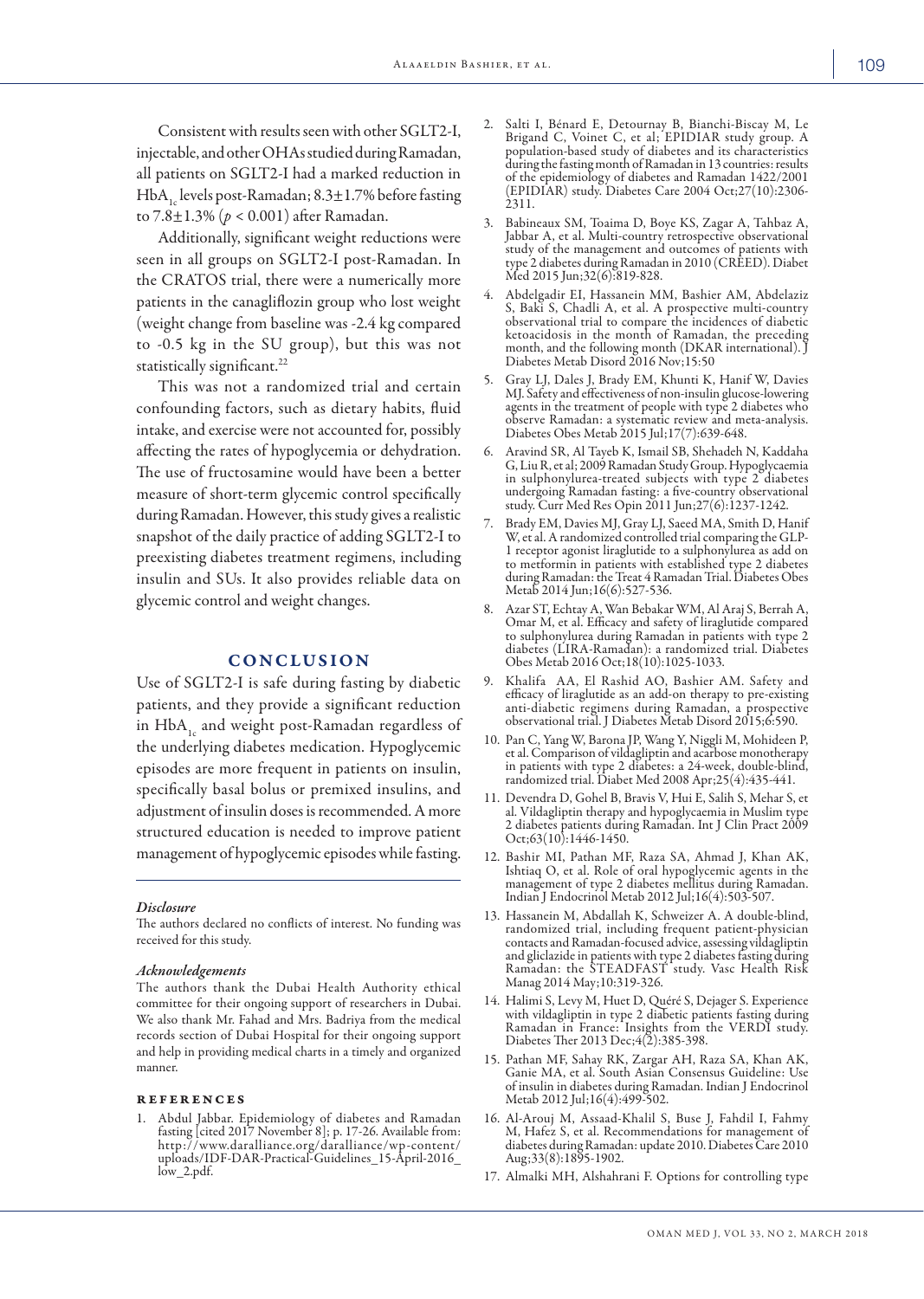Consistent with results seen with other SGLT2-I, injectable, and other OHAs studied during Ramadan, all patients on SGLT2-I had a marked reduction in $HbA_{1c}$ levels post-Ramadan; 8.3±1.7% before fasting to 7.8±1.3% ($p < 0.001$) after Ramadan.

Additionally, significant weight reductions were seen in all groups on SGLT2-I post-Ramadan. In the CRATOS trial, there were a numerically more patients in the canagliflozin group who lost weight (weight change from baseline was -2.4 kg compared to -0.5 kg in the SU group), but this was not statistically significant.[22]

This was not a randomized trial and certain confounding factors, such as dietary habits, fluid intake, and exercise were not accounted for, possibly affecting the rates of hypoglycemia or dehydration. The use of fructosamine would have been a better measure of short-term glycemic control specifically during Ramadan. However, this study gives a realistic snapshot of the daily practice of adding SGLT2-I to preexisting diabetes treatment regimens, including insulin and SUs. It also provides reliable data on glycemic control and weight changes.

## CONCLUSION

Use of SGLT2-I is safe during fasting by diabetic patients, and they provide a significant reduction in $HbA_{1c}$ and weight post-Ramadan regardless of the underlying diabetes medication. Hypoglycemic episodes are more frequent in patients on insulin, specifically basal bolus or premixed insulins, and adjustment of insulin doses is recommended. A more structured education is needed to improve patient management of hypoglycemic episodes while fasting.

### *Disclosure*

The authors declared no conflicts of interest. No funding was received for this study.

### *Acknowledgements*

The authors thank the Dubai Health Authority ethical committee for their ongoing support of researchers in Dubai. We also thank Mr. Fahad and Mrs. Badriya from the medical records section of Dubai Hospital for their ongoing support and help in providing medical charts in a timely and organized manner.

## REFERENCES

1. Abdul Jabbar. Epidemiology of diabetes and Ramadan fasting [cited 2017 November 8]; p. 17-26. Available from: http://www.daralliance.org/daralliance/wp-content/uploads/IDF-DAR-Practical-Guidelines_15-April-2016_low_2.pdf.
2. Salti I, Bénard E, Detournay B, Bianchi-Biscay M, Le Brigand C, Voinet C, et al; EPIDIAR study group. A population-based study of diabetes and its characteristics during the fasting month of Ramadan in 13 countries: results of the epidemiology of diabetes and Ramadan 1422/2001 (EPIDIAR) study. Diabetes Care 2004 Oct;27(10):2306-2311.
3. Babineaux SM, Toaima D, Boye KS, Zagar A, Tahbaz A, Jabbar A, et al. Multi-country retrospective observational study of the management and outcomes of patients with type 2 diabetes during Ramadan in 2010 (CREED). Diabet Med 2015 Jun;32(6):819-828.
4. Abdelgadir EI, Hassanein MM, Bashier AM, Abdelaziz S, Baki S, Chadli A, et al. A prospective multi-country observational trial to compare the incidences of diabetic ketoacidosis in the month of Ramadan, the preceding month, and the following month (DKAR international). J Diabetes Metab Disord 2016 Nov;15:50
5. Gray LJ, Dales J, Brady EM, Khunti K, Hanif W, Davies MJ. Safety and effectiveness of non-insulin glucose-lowering agents in the treatment of people with type 2 diabetes who observe Ramadan: a systematic review and meta-analysis. Diabetes Obes Metab 2015 Jul;17(7):639-648.
6. Aravind SR, Al Tayeb K, Ismail SB, Shehadeh N, Kaddaha G, Liu R, et al; 2009 Ramadan Study Group. Hypoglycaemia in sulphonylurea-treated subjects with type 2 diabetes undergoing Ramadan fasting: a five-country observational study. Curr Med Res Opin 2011 Jun;27(6):1237-1242.
7. Brady EM, Davies MJ, Gray LJ, Saeed MA, Smith D, Hanif W, et al. A randomized controlled trial comparing the GLP-1 receptor agonist liraglutide to a sulphonylurea as add on to metformin in patients with established type 2 diabetes during Ramadan: the Treat 4 Ramadan Trial. Diabetes Obes Metab 2014 Jun;16(6):527-536.
8. Azar ST, Echtay A, Wan Bebakar WM, Al Araj S, Berrah A, Omar M, et al. Efficacy and safety of liraglutide compared to sulphonylurea during Ramadan in patients with type 2 diabetes (LIRA-Ramadan): a randomized trial. Diabetes Obes Metab 2016 Oct;18(10):1025-1033.
9. Khalifa AA, El Rashid AO, Bashier AM. Safety and efficacy of liraglutide as an add-on therapy to pre-existing anti-diabetic regimens during Ramadan, a prospective observational trial. J Diabetes Metab Disord 2015;6:590.
10. Pan C, Yang W, Barona JP, Wang Y, Niggli M, Mohideen P, et al. Comparison of vildagliptin and acarbose monotherapy in patients with type 2 diabetes: a 24-week, double-blind, randomized trial. Diabet Med 2008 Apr;25(4):435-441.
11. Devendra D, Gohel B, Bravis V, Hui E, Salih S, Mehar S, et al. Vildagliptin therapy and hypoglycaemia in Muslim type 2 diabetes patients during Ramadan. Int J Clin Pract 2009 Oct;63(10):1446-1450.
12. Bashir MI, Pathan MF, Raza SA, Ahmad J, Khan AK, Ishtiaq O, et al. Role of oral hypoglycemic agents in the management of type 2 diabetes mellitus during Ramadan. Indian J Endocrinol Metab 2012 Jul;16(4):503-507.
13. Hassanein M, Abdallah K, Schweizer A. A double-blind, randomized trial, including frequent patient-physician contacts and Ramadan-focused advice, assessing vildagliptin and gliclazide in patients with type 2 diabetes fasting during Ramadan: the STEADFAST study. Vasc Health Risk Manag 2014 May;10:319-326.
14. Halimi S, Levy M, Huet D, Quéré S, Dejager S. Experience with vildagliptin in type 2 diabetic patients fasting during Ramadan in France: Insights from the VERDI study. Diabetes Ther 2013 Dec;4(2):385-398.
15. Pathan MF, Sahay RK, Zargar AH, Raza SA, Khan AK, Ganie MA, et al. South Asian Consensus Guideline: Use of insulin in diabetes during Ramadan. Indian J Endocrinol Metab 2012 Jul;16(4):499-502.
16. Al-Arouj M, Assaad-Khalil S, Buse J, Fahdil I, Fahmy M, Hafez S, et al. Recommendations for management of diabetes during Ramadan: update 2010. Diabetes Care 2010 Aug;33(8):1895-1902.
17. Almalki MH, Alshahrani F. Options for controlling type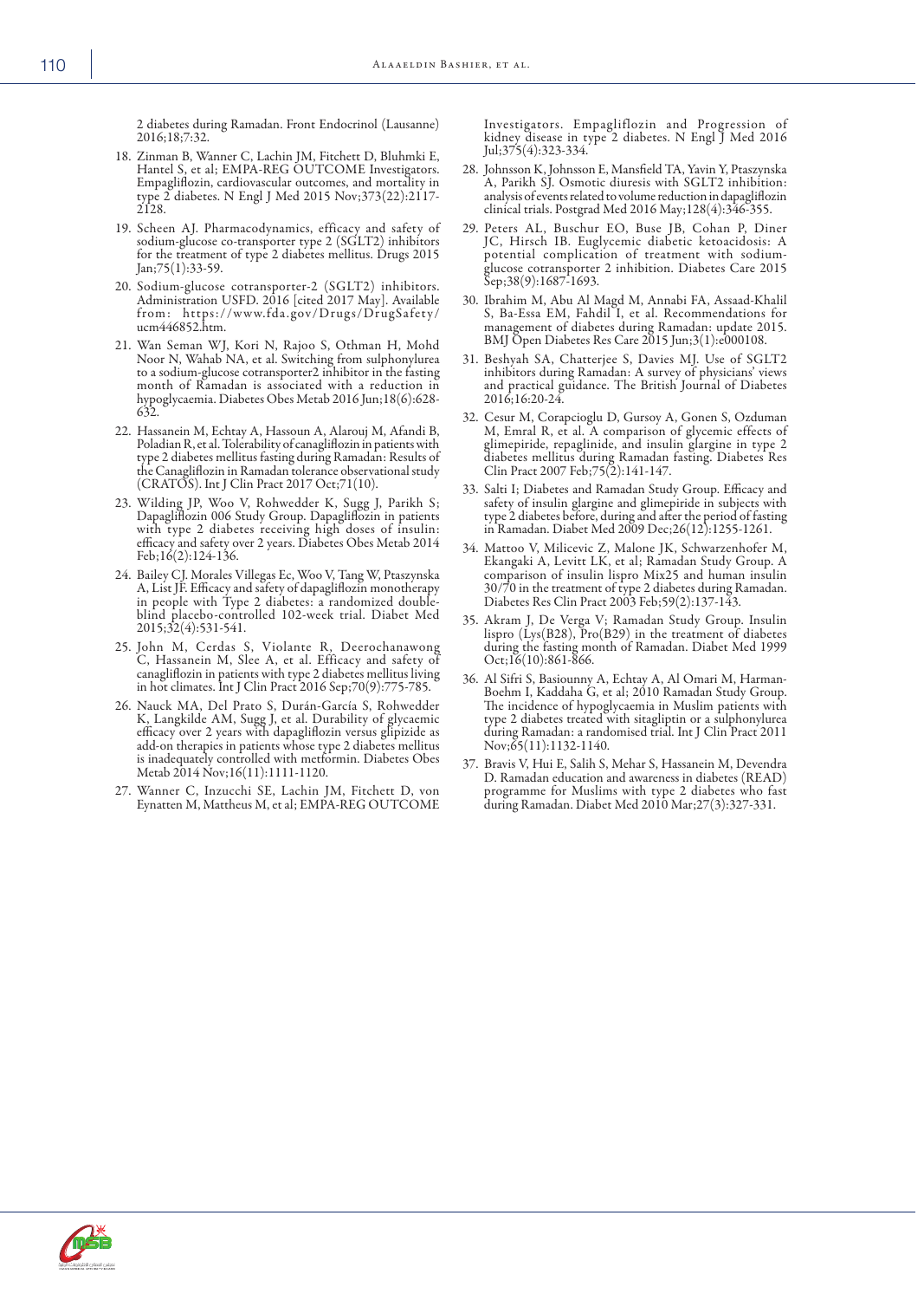2 diabetes during Ramadan. Front Endocrinol (Lausanne) 2016;18;7:32.

18. Zinman B, Wanner C, Lachin JM, Fitchett D, Bluhmki E, Hantel S, et al; EMPA-REG OUTCOME Investigators. Empagliflozin, cardiovascular outcomes, and mortality in type 2 diabetes. N Engl J Med 2015 Nov;373(22):2117-2128.
19. Scheen AJ. Pharmacodynamics, efficacy and safety of sodium-glucose co-transporter type 2 (SGLT2) inhibitors for the treatment of type 2 diabetes mellitus. Drugs 2015 Jan;75(1):33-59.
20. Sodium-glucose cotransporter-2 (SGLT2) inhibitors. Administration USFD. 2016 [cited 2017 May]. Available from: https://www.fda.gov/Drugs/DrugSafety/ucm446852.htm.
21. Wan Seman WJ, Kori N, Rajoo S, Othman H, Mohd Noor N, Wahab NA, et al. Switching from sulphonylurea to a sodium-glucose cotransporter2 inhibitor in the fasting month of Ramadan is associated with a reduction in hypoglycaemia. Diabetes Obes Metab 2016 Jun;18(6):628-632.
22. Hassanein M, Echtay A, Hassoun A, Alarouj M, Afandi B, Poladian R, et al. Tolerability of canagliflozin in patients with type 2 diabetes mellitus fasting during Ramadan: Results of the Canagliflozin in Ramadan tolerance observational study (CRATOS). Int J Clin Pract 2017 Oct;71(10).
23. Wilding JP, Woo V, Rohwedder K, Sugg J, Parikh S; Dapagliflozin 006 Study Group. Dapagliflozin in patients with type 2 diabetes receiving high doses of insulin: efficacy and safety over 2 years. Diabetes Obes Metab 2014 Feb;16(2):124-136.
24. Bailey CJ. Morales Villegas Ec, Woo V, Tang W, Ptaszynska A, List JF. Efficacy and safety of dapagliflozin monotherapy in people with Type 2 diabetes: a randomized double-blind placebo-controlled 102-week trial. Diabet Med 2015;32(4):531-541.
25. John M, Cerdas S, Violante R, Deerochanawong C, Hassanein M, Slee A, et al. Efficacy and safety of canagliflozin in patients with type 2 diabetes mellitus living in hot climates. Int J Clin Pract 2016 Sep;70(9):775-785.
26. Nauck MA, Del Prato S, Durán-García S, Rohwedder K, Langkilde AM, Sugg J, et al. Durability of glycaemic efficacy over 2 years with dapagliflozin versus glipizide as add-on therapies in patients whose type 2 diabetes mellitus is inadequately controlled with metformin. Diabetes Obes Metab 2014 Nov;16(11):1111-1120.
27. Wanner C, Inzucchi SE, Lachin JM, Fitchett D, von Eynatten M, Mattheus M, et al; EMPA-REG OUTCOME Investigators. Empagliflozin and Progression of kidney disease in type 2 diabetes. N Engl J Med 2016 Jul;375(4):323-334.
28. Johnsson K, Johnsson E, Mansfield TA, Yavin Y, Ptaszynska A, Parikh SJ. Osmotic diuresis with SGLT2 inhibition: analysis of events related to volume reduction in dapagliflozin clinical trials. Postgrad Med 2016 May;128(4):346-355.
29. Peters AL, Buschur EO, Buse JB, Cohan P, Diner JC, Hirsch IB. Euglycemic diabetic ketoacidosis: A potential complication of treatment with sodium-glucose cotransporter 2 inhibition. Diabetes Care 2015 Sep;38(9):1687-1693.
30. Ibrahim M, Abu Al Magd M, Annabi FA, Assaad-Khalil S, Ba-Essa EM, Fahdil I, et al. Recommendations for management of diabetes during Ramadan: update 2015. BMJ Open Diabetes Res Care 2015 Jun;3(1):e000108.
31. Beshyah SA, Chatterjee S, Davies MJ. Use of SGLT2 inhibitors during Ramadan: A survey of physicians' views and practical guidance. The British Journal of Diabetes 2016;16:20-24.
32. Cesur M, Corapcioglu D, Gursoy A, Gonen S, Ozduman M, Emral R, et al. A comparison of glycemic effects of glimepiride, repaglinide, and insulin glargine in type 2 diabetes mellitus during Ramadan fasting. Diabetes Res Clin Pract 2007 Feb;75(2):141-147.
33. Salti I; Diabetes and Ramadan Study Group. Efficacy and safety of insulin glargine and glimepiride in subjects with type 2 diabetes before, during and after the period of fasting in Ramadan. Diabet Med 2009 Dec;26(12):1255-1261.
34. Mattoo V, Milicevic Z, Malone JK, Schwarzenhofer M, Ekangaki A, Levitt LK, et al; Ramadan Study Group. A comparison of insulin lispro Mix25 and human insulin 30/70 in the treatment of type 2 diabetes during Ramadan. Diabetes Res Clin Pract 2003 Feb;59(2):137-143.
35. Akram J, De Verga V; Ramadan Study Group. Insulin lispro (Lys(B28), Pro(B29) in the treatment of diabetes during the fasting month of Ramadan. Diabet Med 1999 Oct;16(10):861-866.
36. Al Sifri S, Basiounny A, Echtay A, Al Omari M, Harman-Boehm I, Kaddaha G, et al; 2010 Ramadan Study Group. The incidence of hypoglycaemia in Muslim patients with type 2 diabetes treated with sitagliptin or a sulphonylurea during Ramadan: a randomised trial. Int J Clin Pract 2011 Nov;65(11):1132-1140.
37. Bravis V, Hui E, Salih S, Mehar S, Hassanein M, Devendra D. Ramadan education and awareness in diabetes (READ) programme for Muslims with type 2 diabetes who fast during Ramadan. Diabet Med 2010 Mar;27(3):327-331.